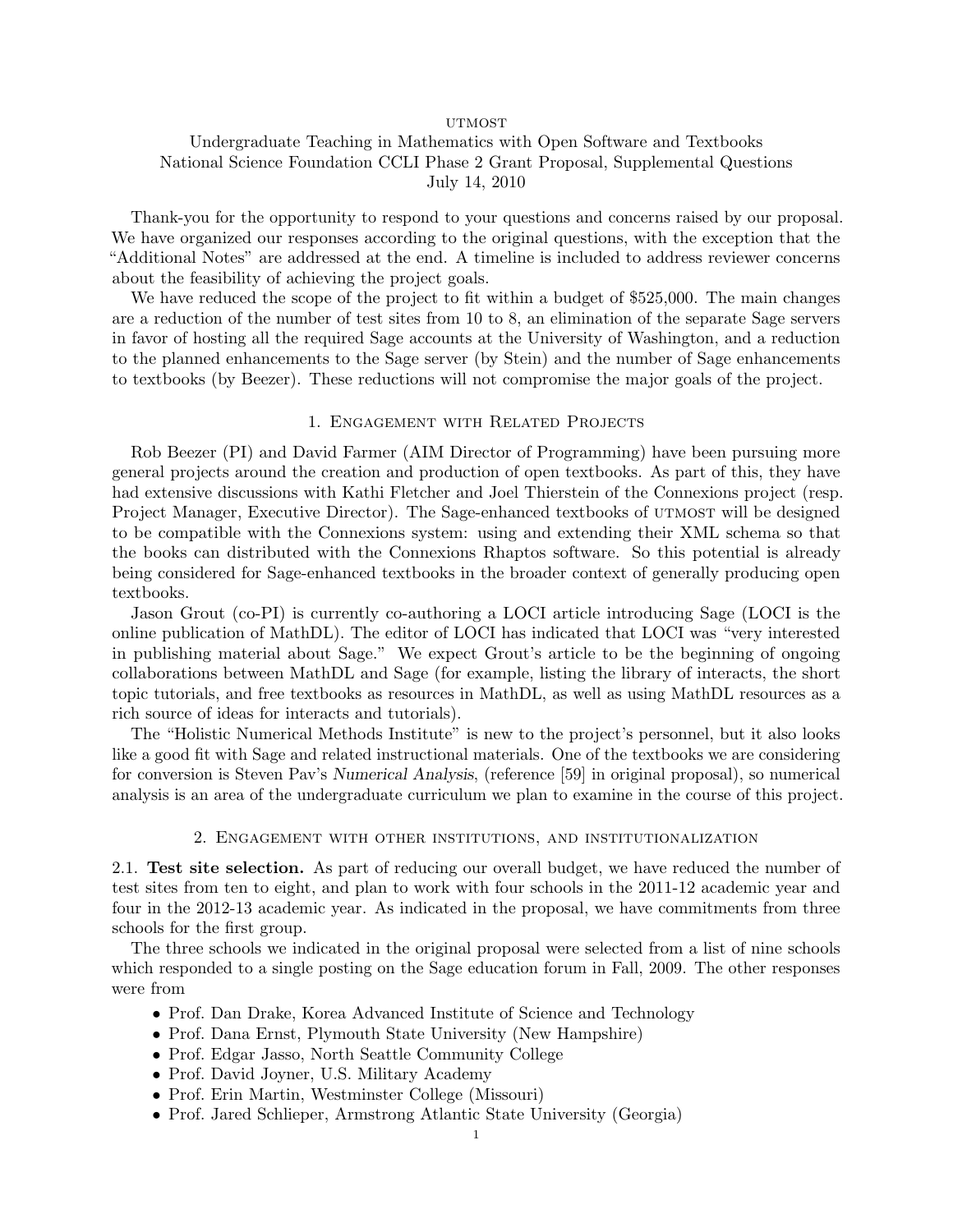# UTMOST

Undergraduate Teaching in Mathematics with Open Software and Textbooks
National Science Foundation CCLI Phase 2 Grant Proposal, Supplemental Questions
July 14, 2010

Thank-you for the opportunity to respond to your questions and concerns raised by our proposal. We have organized our responses according to the original questions, with the exception that the "Additional Notes" are addressed at the end. A timeline is included to address reviewer concerns about the feasibility of achieving the project goals.

We have reduced the scope of the project to fit within a budget of $525,000. The main changes are a reduction of the number of test sites from 10 to 8, an elimination of the separate Sage servers in favor of hosting all the required Sage accounts at the University of Washington, and a reduction to the planned enhancements to the Sage server (by Stein) and the number of Sage enhancements to textbooks (by Beezer). These reductions will not compromise the major goals of the project.

## 1. Engagement with Related Projects

Rob Beezer (PI) and David Farmer (AIM Director of Programming) have been pursuing more general projects around the creation and production of open textbooks. As part of this, they have had extensive discussions with Kathi Fletcher and Joel Thierstein of the Connexions project (resp. Project Manager, Executive Director). The Sage-enhanced textbooks of UTMOST will be designed to be compatible with the Connexions system: using and extending their XML schema so that the books can distributed with the Connexions Rhaptos software. So this potential is already being considered for Sage-enhanced textbooks in the broader context of generally producing open textbooks.

Jason Grout (co-PI) is currently co-authoring a LOCI article introducing Sage (LOCI is the online publication of MathDL). The editor of LOCI has indicated that LOCI was "very interested in publishing material about Sage." We expect Grout's article to be the beginning of ongoing collaborations between MathDL and Sage (for example, listing the library of interacts, the short topic tutorials, and free textbooks as resources in MathDL, as well as using MathDL resources as a rich source of ideas for interacts and tutorials).

The "Holistic Numerical Methods Institute" is new to the project's personnel, but it also looks like a good fit with Sage and related instructional materials. One of the textbooks we are considering for conversion is Steven Pav's *Numerical Analysis*, (reference [59] in original proposal), so numerical analysis is an area of the undergraduate curriculum we plan to examine in the course of this project.

## 2. Engagement with other institutions, and institutionalization

**2.1. Test site selection.** As part of reducing our overall budget, we have reduced the number of test sites from ten to eight, and plan to work with four schools in the 2011-12 academic year and four in the 2012-13 academic year. As indicated in the proposal, we have commitments from three schools for the first group.

The three schools we indicated in the original proposal were selected from a list of nine schools which responded to a single posting on the Sage education forum in Fall, 2009. The other responses were from

- Prof. Dan Drake, Korea Advanced Institute of Science and Technology
- Prof. Dana Ernst, Plymouth State University (New Hampshire)
- Prof. Edgar Jasso, North Seattle Community College
- Prof. David Joyner, U.S. Military Academy
- Prof. Erin Martin, Westminster College (Missouri)
- Prof. Jared Schlieper, Armstrong Atlantic State University (Georgia)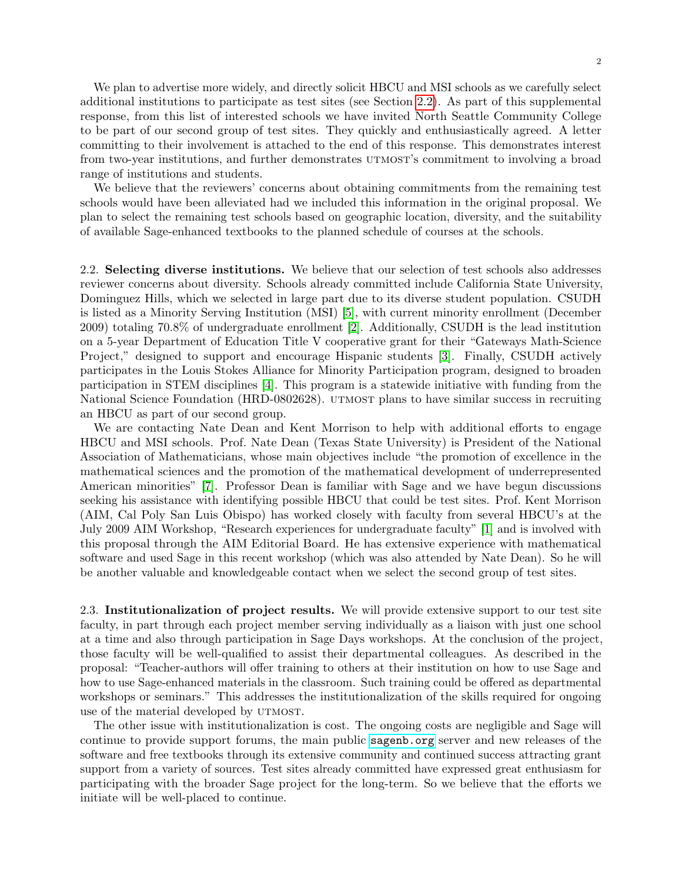We plan to advertise more widely, and directly solicit HBCU and MSI schools as we carefully select additional institutions to participate as test sites (see Section 2.2). As part of this supplemental response, from this list of interested schools we have invited North Seattle Community College to be part of our second group of test sites. They quickly and enthusiastically agreed. A letter committing to their involvement is attached to the end of this response. This demonstrates interest from two-year institutions, and further demonstrates UTMOST's commitment to involving a broad range of institutions and students.

We believe that the reviewers' concerns about obtaining commitments from the remaining test schools would have been alleviated had we included this information in the original proposal. We plan to select the remaining test schools based on geographic location, diversity, and the suitability of available Sage-enhanced textbooks to the planned schedule of courses at the schools.

2.2. **Selecting diverse institutions.** We believe that our selection of test schools also addresses reviewer concerns about diversity. Schools already committed include California State University, Dominguez Hills, which we selected in large part due to its diverse student population. CSUDH is listed as a Minority Serving Institution (MSI) [5], with current minority enrollment (December 2009) totaling 70.8% of undergraduate enrollment [2]. Additionally, CSUDH is the lead institution on a 5-year Department of Education Title V cooperative grant for their "Gateways Math-Science Project," designed to support and encourage Hispanic students [3]. Finally, CSUDH actively participates in the Louis Stokes Alliance for Minority Participation program, designed to broaden participation in STEM disciplines [4]. This program is a statewide initiative with funding from the National Science Foundation (HRD-0802628). UTMOST plans to have similar success in recruiting an HBCU as part of our second group.

We are contacting Nate Dean and Kent Morrison to help with additional efforts to engage HBCU and MSI schools. Prof. Nate Dean (Texas State University) is President of the National Association of Mathematicians, whose main objectives include "the promotion of excellence in the mathematical sciences and the promotion of the mathematical development of underrepresented American minorities" [7]. Professor Dean is familiar with Sage and we have begun discussions seeking his assistance with identifying possible HBCU that could be test sites. Prof. Kent Morrison (AIM, Cal Poly San Luis Obispo) has worked closely with faculty from several HBCU's at the July 2009 AIM Workshop, "Research experiences for undergraduate faculty" [1] and is involved with this proposal through the AIM Editorial Board. He has extensive experience with mathematical software and used Sage in this recent workshop (which was also attended by Nate Dean). So he will be another valuable and knowledgeable contact when we select the second group of test sites.

2.3. **Institutionalization of project results.** We will provide extensive support to our test site faculty, in part through each project member serving individually as a liaison with just one school at a time and also through participation in Sage Days workshops. At the conclusion of the project, those faculty will be well-qualified to assist their departmental colleagues. As described in the proposal: "Teacher-authors will offer training to others at their institution on how to use Sage and how to use Sage-enhanced materials in the classroom. Such training could be offered as departmental workshops or seminars." This addresses the institutionalization of the skills required for ongoing use of the material developed by UTMOST.

The other issue with institutionalization is cost. The ongoing costs are negligible and Sage will continue to provide support forums, the main public `sagenb.org` server and new releases of the software and free textbooks through its extensive community and continued success attracting grant support from a variety of sources. Test sites already committed have expressed great enthusiasm for participating with the broader Sage project for the long-term. So we believe that the efforts we initiate will be well-placed to continue.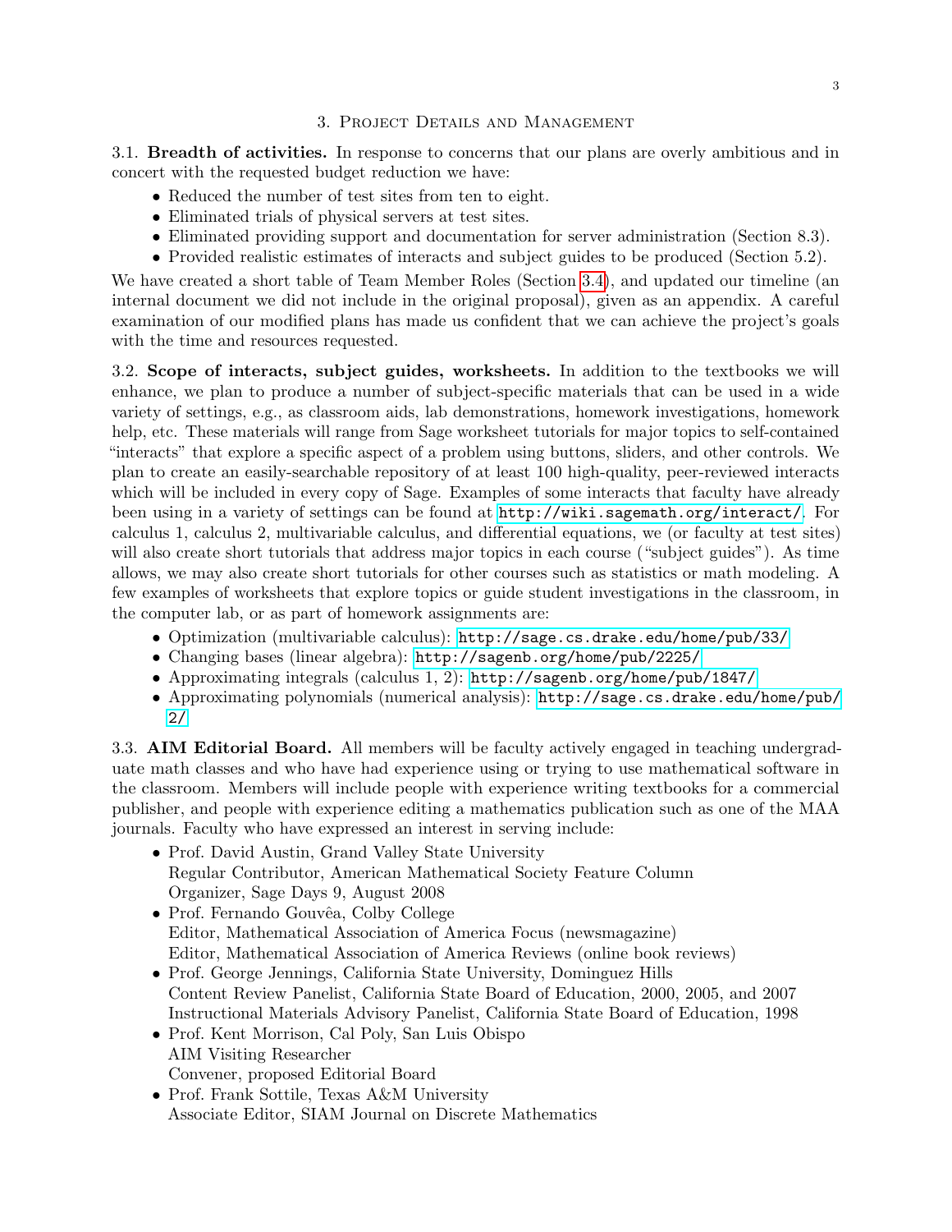## 3. Project Details and Management

3.1. **Breadth of activities.** In response to concerns that our plans are overly ambitious and in concert with the requested budget reduction we have:

- Reduced the number of test sites from ten to eight.
- Eliminated trials of physical servers at test sites.
- Eliminated providing support and documentation for server administration (Section 8.3).
- Provided realistic estimates of interacts and subject guides to be produced (Section 5.2).

We have created a short table of Team Member Roles (Section 3.4), and updated our timeline (an internal document we did not include in the original proposal), given as an appendix. A careful examination of our modified plans has made us confident that we can achieve the project's goals with the time and resources requested.

3.2. **Scope of interacts, subject guides, worksheets.** In addition to the textbooks we will enhance, we plan to produce a number of subject-specific materials that can be used in a wide variety of settings, e.g., as classroom aids, lab demonstrations, homework investigations, homework help, etc. These materials will range from Sage worksheet tutorials for major topics to self-contained "interacts" that explore a specific aspect of a problem using buttons, sliders, and other controls. We plan to create an easily-searchable repository of at least 100 high-quality, peer-reviewed interacts which will be included in every copy of Sage. Examples of some interacts that faculty have already been using in a variety of settings can be found at `http://wiki.sagemath.org/interact/`. For calculus 1, calculus 2, multivariable calculus, and differential equations, we (or faculty at test sites) will also create short tutorials that address major topics in each course ("subject guides"). As time allows, we may also create short tutorials for other courses such as statistics or math modeling. A few examples of worksheets that explore topics or guide student investigations in the classroom, in the computer lab, or as part of homework assignments are:

- Optimization (multivariable calculus): `http://sage.cs.drake.edu/home/pub/33/`
- Changing bases (linear algebra): `http://sagenb.org/home/pub/2225/`
- Approximating integrals (calculus 1, 2): `http://sagenb.org/home/pub/1847/`
- Approximating polynomials (numerical analysis): `http://sage.cs.drake.edu/home/pub/2/`

3.3. **AIM Editorial Board.** All members will be faculty actively engaged in teaching undergraduate math classes and who have had experience using or trying to use mathematical software in the classroom. Members will include people with experience writing textbooks for a commercial publisher, and people with experience editing a mathematics publication such as one of the MAA journals. Faculty who have expressed an interest in serving include:

- Prof. David Austin, Grand Valley State University
  Regular Contributor, American Mathematical Society Feature Column
  Organizer, Sage Days 9, August 2008
- Prof. Fernando Gouvêa, Colby College
  Editor, Mathematical Association of America Focus (newsmagazine)
  Editor, Mathematical Association of America Reviews (online book reviews)
- Prof. George Jennings, California State University, Dominguez Hills
  Content Review Panelist, California State Board of Education, 2000, 2005, and 2007
  Instructional Materials Advisory Panelist, California State Board of Education, 1998
- Prof. Kent Morrison, Cal Poly, San Luis Obispo
  AIM Visiting Researcher
  Convener, proposed Editorial Board
- Prof. Frank Sottile, Texas A&M University
  Associate Editor, SIAM Journal on Discrete Mathematics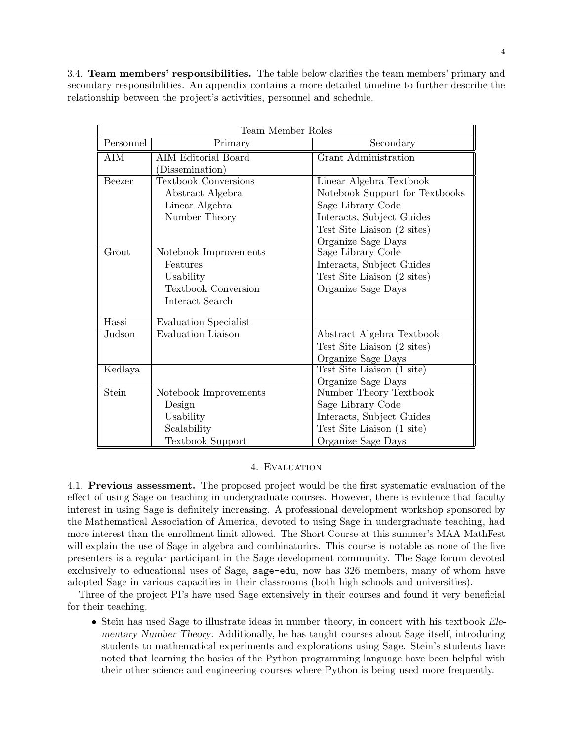3.4. **Team members' responsibilities.** The table below clarifies the team members' primary and secondary responsibilities. An appendix contains a more detailed timeline to further describe the relationship between the project's activities, personnel and schedule.

| Team Member Roles | | |
|---|---|---|
| Personnel | Primary | Secondary |
| AIM | AIM Editorial Board (Dissemination) | Grant Administration |
| Beezer | Textbook Conversions<br>Abstract Algebra<br>Linear Algebra<br>Number Theory | Linear Algebra Textbook<br>Notebook Support for Textbooks<br>Sage Library Code<br>Interacts, Subject Guides<br>Test Site Liaison (2 sites)<br>Organize Sage Days |
| Grout | Notebook Improvements<br>Features<br>Usability<br>Textbook Conversion<br>Interact Search | Sage Library Code<br>Interacts, Subject Guides<br>Test Site Liaison (2 sites)<br>Organize Sage Days |
| Hassi | Evaluation Specialist | |
| Judson | Evaluation Liaison | Abstract Algebra Textbook<br>Test Site Liaison (2 sites)<br>Organize Sage Days |
| Kedlaya | | Test Site Liaison (1 site)<br>Organize Sage Days |
| Stein | Notebook Improvements<br>Design<br>Usability<br>Scalability<br>Textbook Support | Number Theory Textbook<br>Sage Library Code<br>Interacts, Subject Guides<br>Test Site Liaison (1 site)<br>Organize Sage Days |

## 4. Evaluation

4.1. **Previous assessment.** The proposed project would be the first systematic evaluation of the effect of using Sage on teaching in undergraduate courses. However, there is evidence that faculty interest in using Sage is definitely increasing. A professional development workshop sponsored by the Mathematical Association of America, devoted to using Sage in undergraduate teaching, had more interest than the enrollment limit allowed. The Short Course at this summer's MAA MathFest will explain the use of Sage in algebra and combinatorics. This course is notable as none of the five presenters is a regular participant in the Sage development community. The Sage forum devoted exclusively to educational uses of Sage, `sage-edu`, now has 326 members, many of whom have adopted Sage in various capacities in their classrooms (both high schools and universities).

Three of the project PI's have used Sage extensively in their courses and found it very beneficial for their teaching.

- Stein has used Sage to illustrate ideas in number theory, in concert with his textbook *Elementary Number Theory*. Additionally, he has taught courses about Sage itself, introducing students to mathematical experiments and explorations using Sage. Stein's students have noted that learning the basics of the Python programming language have been helpful with their other science and engineering courses where Python is being used more frequently.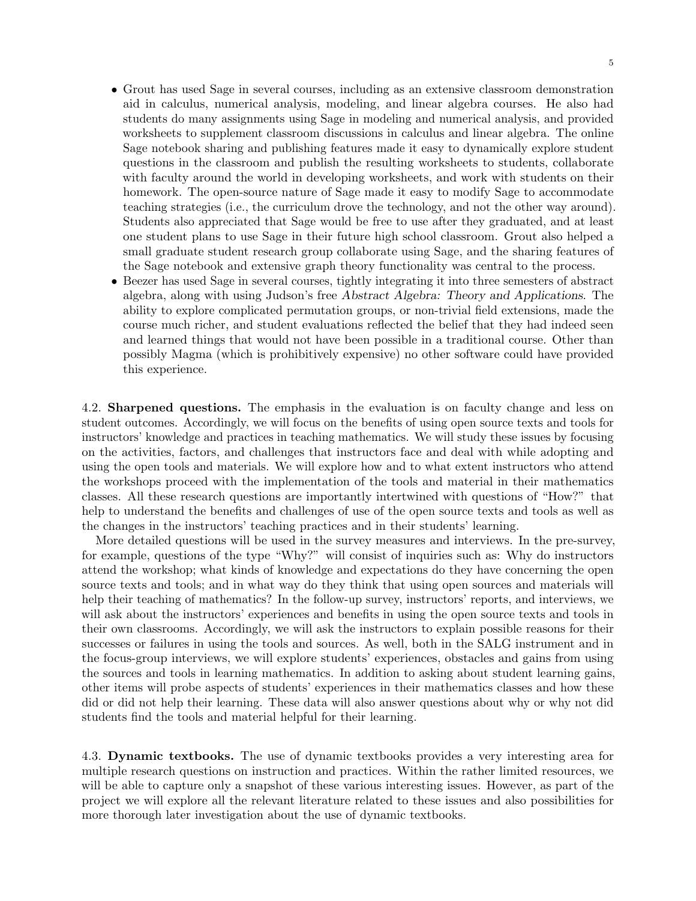- Grout has used Sage in several courses, including as an extensive classroom demonstration aid in calculus, numerical analysis, modeling, and linear algebra courses. He also had students do many assignments using Sage in modeling and numerical analysis, and provided worksheets to supplement classroom discussions in calculus and linear algebra. The online Sage notebook sharing and publishing features made it easy to dynamically explore student questions in the classroom and publish the resulting worksheets to students, collaborate with faculty around the world in developing worksheets, and work with students on their homework. The open-source nature of Sage made it easy to modify Sage to accommodate teaching strategies (i.e., the curriculum drove the technology, and not the other way around). Students also appreciated that Sage would be free to use after they graduated, and at least one student plans to use Sage in their future high school classroom. Grout also helped a small graduate student research group collaborate using Sage, and the sharing features of the Sage notebook and extensive graph theory functionality was central to the process.
- Beezer has used Sage in several courses, tightly integrating it into three semesters of abstract algebra, along with using Judson's free *Abstract Algebra: Theory and Applications*. The ability to explore complicated permutation groups, or non-trivial field extensions, made the course much richer, and student evaluations reflected the belief that they had indeed seen and learned things that would not have been possible in a traditional course. Other than possibly Magma (which is prohibitively expensive) no other software could have provided this experience.

4.2. **Sharpened questions.** The emphasis in the evaluation is on faculty change and less on student outcomes. Accordingly, we will focus on the benefits of using open source texts and tools for instructors' knowledge and practices in teaching mathematics. We will study these issues by focusing on the activities, factors, and challenges that instructors face and deal with while adopting and using the open tools and materials. We will explore how and to what extent instructors who attend the workshops proceed with the implementation of the tools and material in their mathematics classes. All these research questions are importantly intertwined with questions of "How?" that help to understand the benefits and challenges of use of the open source texts and tools as well as the changes in the instructors' teaching practices and in their students' learning.

More detailed questions will be used in the survey measures and interviews. In the pre-survey, for example, questions of the type "Why?" will consist of inquiries such as: Why do instructors attend the workshop; what kinds of knowledge and expectations do they have concerning the open source texts and tools; and in what way do they think that using open sources and materials will help their teaching of mathematics? In the follow-up survey, instructors' reports, and interviews, we will ask about the instructors' experiences and benefits in using the open source texts and tools in their own classrooms. Accordingly, we will ask the instructors to explain possible reasons for their successes or failures in using the tools and sources. As well, both in the SALG instrument and in the focus-group interviews, we will explore students' experiences, obstacles and gains from using the sources and tools in learning mathematics. In addition to asking about student learning gains, other items will probe aspects of students' experiences in their mathematics classes and how these did or did not help their learning. These data will also answer questions about why or why not did students find the tools and material helpful for their learning.

4.3. **Dynamic textbooks.** The use of dynamic textbooks provides a very interesting area for multiple research questions on instruction and practices. Within the rather limited resources, we will be able to capture only a snapshot of these various interesting issues. However, as part of the project we will explore all the relevant literature related to these issues and also possibilities for more thorough later investigation about the use of dynamic textbooks.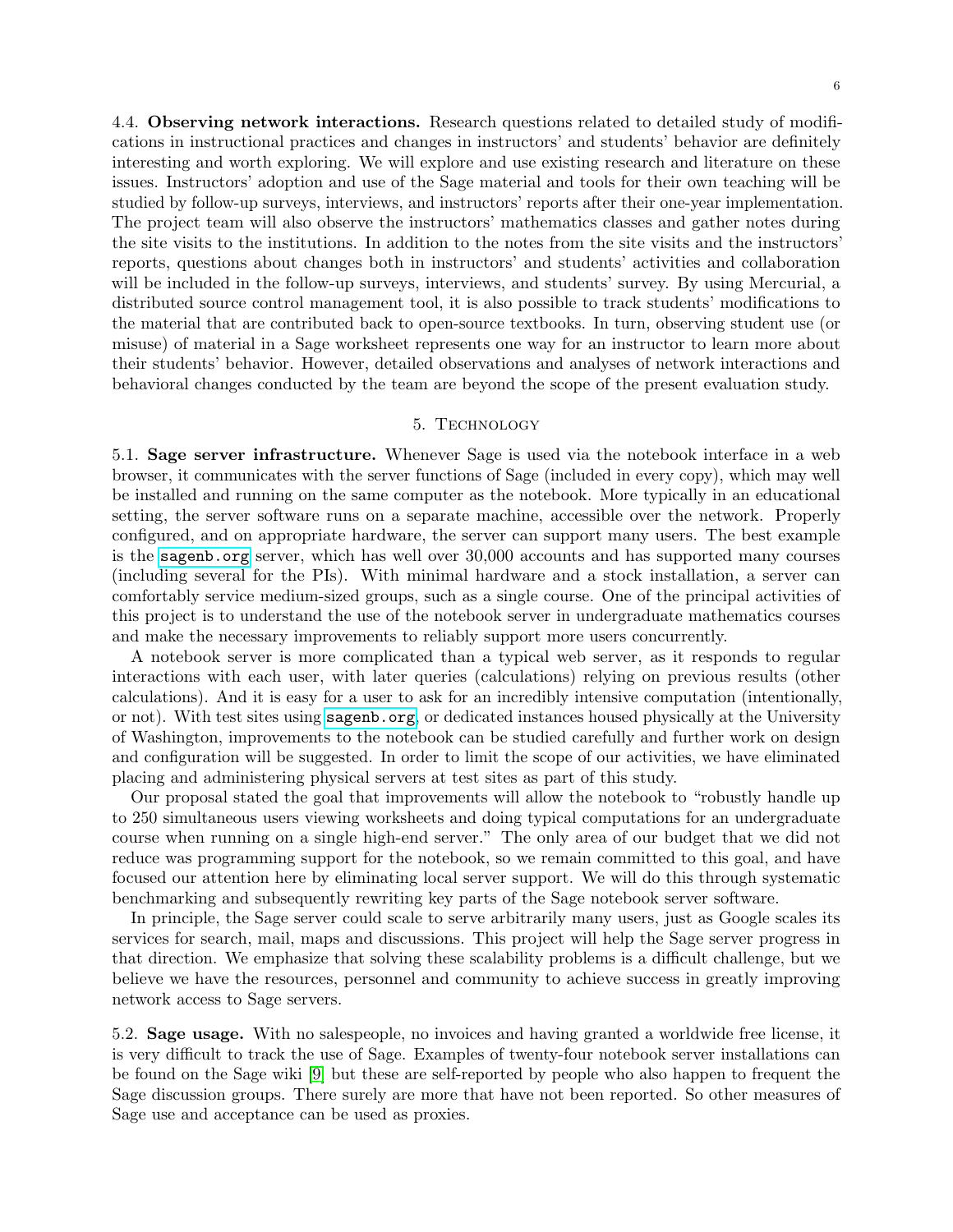4.4. **Observing network interactions.** Research questions related to detailed study of modifications in instructional practices and changes in instructors' and students' behavior are definitely interesting and worth exploring. We will explore and use existing research and literature on these issues. Instructors' adoption and use of the Sage material and tools for their own teaching will be studied by follow-up surveys, interviews, and instructors' reports after their one-year implementation. The project team will also observe the instructors' mathematics classes and gather notes during the site visits to the institutions. In addition to the notes from the site visits and the instructors' reports, questions about changes both in instructors' and students' activities and collaboration will be included in the follow-up surveys, interviews, and students' survey. By using Mercurial, a distributed source control management tool, it is also possible to track students' modifications to the material that are contributed back to open-source textbooks. In turn, observing student use (or misuse) of material in a Sage worksheet represents one way for an instructor to learn more about their students' behavior. However, detailed observations and analyses of network interactions and behavioral changes conducted by the team are beyond the scope of the present evaluation study.

## 5. Technology

5.1. **Sage server infrastructure.** Whenever Sage is used via the notebook interface in a web browser, it communicates with the server functions of Sage (included in every copy), which may well be installed and running on the same computer as the notebook. More typically in an educational setting, the server software runs on a separate machine, accessible over the network. Properly configured, and on appropriate hardware, the server can support many users. The best example is the `sagenb.org` server, which has well over 30,000 accounts and has supported many courses (including several for the PIs). With minimal hardware and a stock installation, a server can comfortably service medium-sized groups, such as a single course. One of the principal activities of this project is to understand the use of the notebook server in undergraduate mathematics courses and make the necessary improvements to reliably support more users concurrently.

A notebook server is more complicated than a typical web server, as it responds to regular interactions with each user, with later queries (calculations) relying on previous results (other calculations). And it is easy for a user to ask for an incredibly intensive computation (intentionally, or not). With test sites using `sagenb.org`, or dedicated instances housed physically at the University of Washington, improvements to the notebook can be studied carefully and further work on design and configuration will be suggested. In order to limit the scope of our activities, we have eliminated placing and administering physical servers at test sites as part of this study.

Our proposal stated the goal that improvements will allow the notebook to "robustly handle up to 250 simultaneous users viewing worksheets and doing typical computations for an undergraduate course when running on a single high-end server." The only area of our budget that we did not reduce was programming support for the notebook, so we remain committed to this goal, and have focused our attention here by eliminating local server support. We will do this through systematic benchmarking and subsequently rewriting key parts of the Sage notebook server software.

In principle, the Sage server could scale to serve arbitrarily many users, just as Google scales its services for search, mail, maps and discussions. This project will help the Sage server progress in that direction. We emphasize that solving these scalability problems is a difficult challenge, but we believe we have the resources, personnel and community to achieve success in greatly improving network access to Sage servers.

5.2. **Sage usage.** With no salespeople, no invoices and having granted a worldwide free license, it is very difficult to track the use of Sage. Examples of twenty-four notebook server installations can be found on the Sage wiki [9] but these are self-reported by people who also happen to frequent the Sage discussion groups. There surely are more that have not been reported. So other measures of Sage use and acceptance can be used as proxies.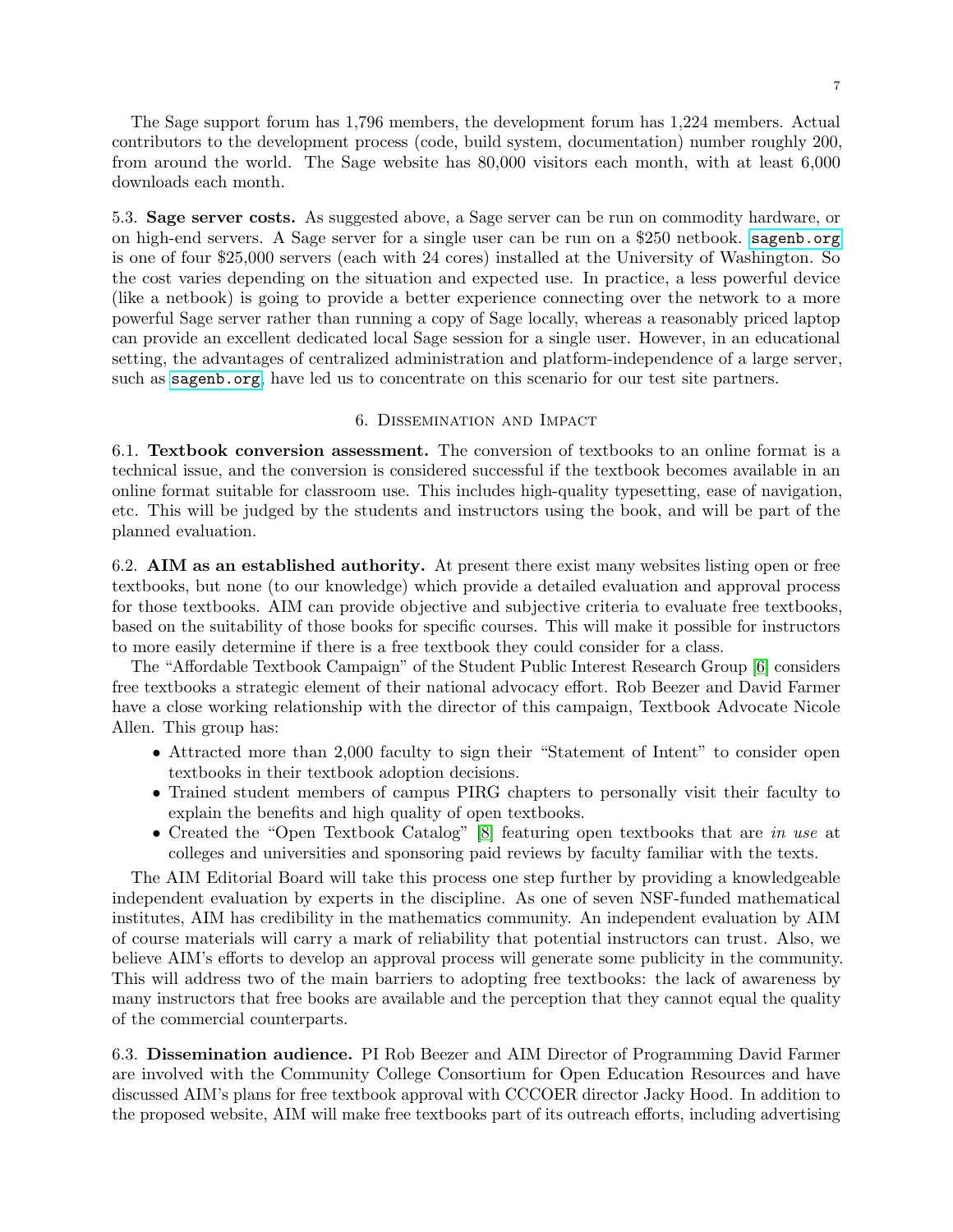The Sage support forum has 1,796 members, the development forum has 1,224 members. Actual contributors to the development process (code, build system, documentation) number roughly 200, from around the world. The Sage website has 80,000 visitors each month, with at least 6,000 downloads each month.

5.3. **Sage server costs.** As suggested above, a Sage server can be run on commodity hardware, or on high-end servers. A Sage server for a single user can be run on a $250 netbook. `sagenb.org` is one of four $25,000 servers (each with 24 cores) installed at the University of Washington. So the cost varies depending on the situation and expected use. In practice, a less powerful device (like a netbook) is going to provide a better experience connecting over the network to a more powerful Sage server rather than running a copy of Sage locally, whereas a reasonably priced laptop can provide an excellent dedicated local Sage session for a single user. However, in an educational setting, the advantages of centralized administration and platform-independence of a large server, such as `sagenb.org`, have led us to concentrate on this scenario for our test site partners.

## 6. Dissemination and Impact

6.1. **Textbook conversion assessment.** The conversion of textbooks to an online format is a technical issue, and the conversion is considered successful if the textbook becomes available in an online format suitable for classroom use. This includes high-quality typesetting, ease of navigation, etc. This will be judged by the students and instructors using the book, and will be part of the planned evaluation.

6.2. **AIM as an established authority.** At present there exist many websites listing open or free textbooks, but none (to our knowledge) which provide a detailed evaluation and approval process for those textbooks. AIM can provide objective and subjective criteria to evaluate free textbooks, based on the suitability of those books for specific courses. This will make it possible for instructors to more easily determine if there is a free textbook they could consider for a class.

The "Affordable Textbook Campaign" of the Student Public Interest Research Group [6] considers free textbooks a strategic element of their national advocacy effort. Rob Beezer and David Farmer have a close working relationship with the director of this campaign, Textbook Advocate Nicole Allen. This group has:

- Attracted more than 2,000 faculty to sign their "Statement of Intent" to consider open textbooks in their textbook adoption decisions.
- Trained student members of campus PIRG chapters to personally visit their faculty to explain the benefits and high quality of open textbooks.
- Created the "Open Textbook Catalog" [8] featuring open textbooks that are *in use* at colleges and universities and sponsoring paid reviews by faculty familiar with the texts.

The AIM Editorial Board will take this process one step further by providing a knowledgeable independent evaluation by experts in the discipline. As one of seven NSF-funded mathematical institutes, AIM has credibility in the mathematics community. An independent evaluation by AIM of course materials will carry a mark of reliability that potential instructors can trust. Also, we believe AIM's efforts to develop an approval process will generate some publicity in the community. This will address two of the main barriers to adopting free textbooks: the lack of awareness by many instructors that free books are available and the perception that they cannot equal the quality of the commercial counterparts.

6.3. **Dissemination audience.** PI Rob Beezer and AIM Director of Programming David Farmer are involved with the Community College Consortium for Open Education Resources and have discussed AIM's plans for free textbook approval with CCCOER director Jacky Hood. In addition to the proposed website, AIM will make free textbooks part of its outreach efforts, including advertising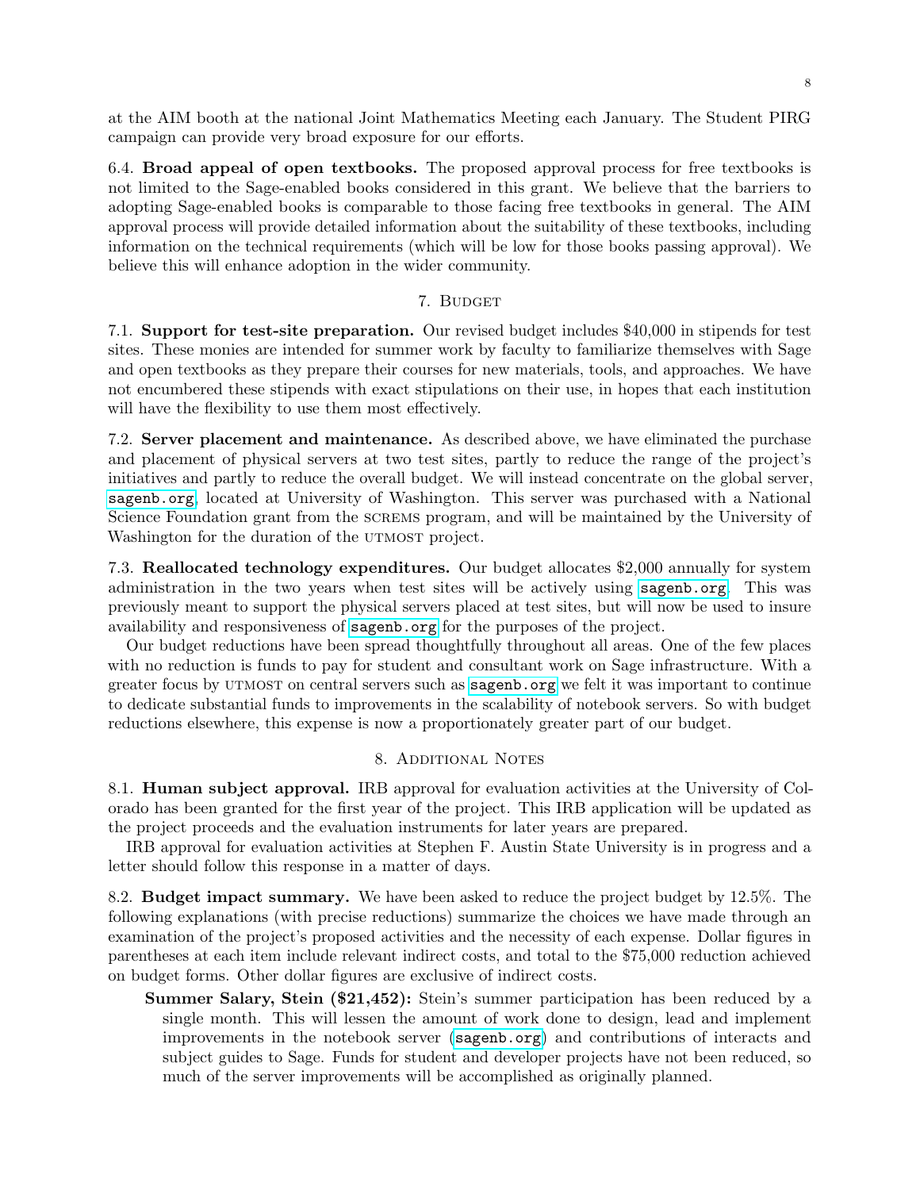at the AIM booth at the national Joint Mathematics Meeting each January. The Student PIRG campaign can provide very broad exposure for our efforts.

6.4. **Broad appeal of open textbooks.** The proposed approval process for free textbooks is not limited to the Sage-enabled books considered in this grant. We believe that the barriers to adopting Sage-enabled books is comparable to those facing free textbooks in general. The AIM approval process will provide detailed information about the suitability of these textbooks, including information on the technical requirements (which will be low for those books passing approval). We believe this will enhance adoption in the wider community.

## 7. Budget

7.1. **Support for test-site preparation.** Our revised budget includes $40,000 in stipends for test sites. These monies are intended for summer work by faculty to familiarize themselves with Sage and open textbooks as they prepare their courses for new materials, tools, and approaches. We have not encumbered these stipends with exact stipulations on their use, in hopes that each institution will have the flexibility to use them most effectively.

7.2. **Server placement and maintenance.** As described above, we have eliminated the purchase and placement of physical servers at two test sites, partly to reduce the range of the project's initiatives and partly to reduce the overall budget. We will instead concentrate on the global server, `sagenb.org`, located at University of Washington. This server was purchased with a National Science Foundation grant from the SCREMS program, and will be maintained by the University of Washington for the duration of the UTMOST project.

7.3. **Reallocated technology expenditures.** Our budget allocates $2,000 annually for system administration in the two years when test sites will be actively using `sagenb.org`. This was previously meant to support the physical servers placed at test sites, but will now be used to insure availability and responsiveness of `sagenb.org` for the purposes of the project.

Our budget reductions have been spread thoughtfully throughout all areas. One of the few places with no reduction is funds to pay for student and consultant work on Sage infrastructure. With a greater focus by UTMOST on central servers such as `sagenb.org` we felt it was important to continue to dedicate substantial funds to improvements in the scalability of notebook servers. So with budget reductions elsewhere, this expense is now a proportionately greater part of our budget.

## 8. Additional Notes

8.1. **Human subject approval.** IRB approval for evaluation activities at the University of Colorado has been granted for the first year of the project. This IRB application will be updated as the project proceeds and the evaluation instruments for later years are prepared.

IRB approval for evaluation activities at Stephen F. Austin State University is in progress and a letter should follow this response in a matter of days.

8.2. **Budget impact summary.** We have been asked to reduce the project budget by 12.5%. The following explanations (with precise reductions) summarize the choices we have made through an examination of the project's proposed activities and the necessity of each expense. Dollar figures in parentheses at each item include relevant indirect costs, and total to the $75,000 reduction achieved on budget forms. Other dollar figures are exclusive of indirect costs.

**Summer Salary, Stein ($21,452):** Stein's summer participation has been reduced by a single month. This will lessen the amount of work done to design, lead and implement improvements in the notebook server (`sagenb.org`) and contributions of interacts and subject guides to Sage. Funds for student and developer projects have not been reduced, so much of the server improvements will be accomplished as originally planned.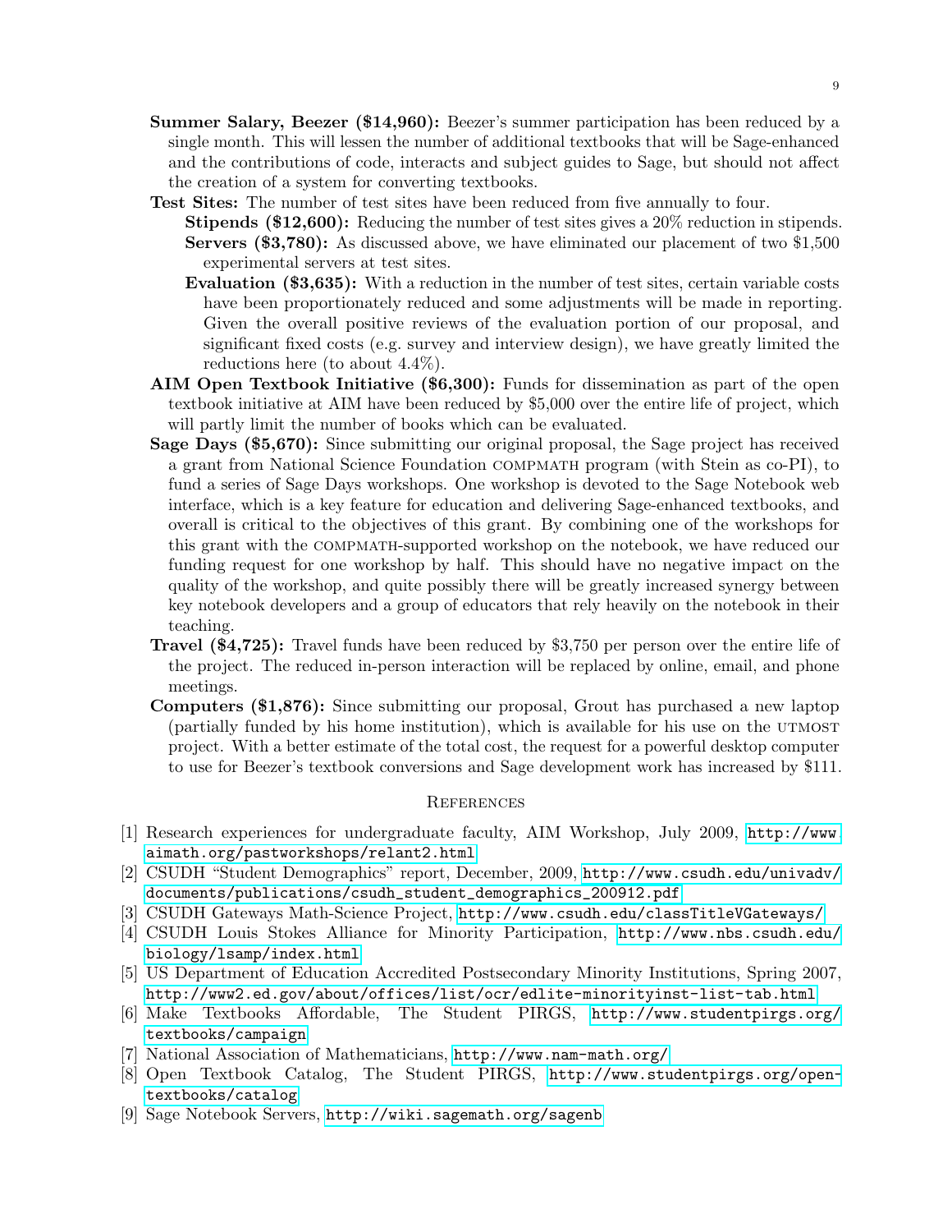**Summer Salary, Beezer ($14,960):** Beezer's summer participation has been reduced by a single month. This will lessen the number of additional textbooks that will be Sage-enhanced and the contributions of code, interacts and subject guides to Sage, but should not affect the creation of a system for converting textbooks.

**Test Sites:** The number of test sites have been reduced from five annually to four.

- **Stipends ($12,600):** Reducing the number of test sites gives a 20% reduction in stipends.
- **Servers ($3,780):** As discussed above, we have eliminated our placement of two $1,500 experimental servers at test sites.
- **Evaluation ($3,635):** With a reduction in the number of test sites, certain variable costs have been proportionately reduced and some adjustments will be made in reporting. Given the overall positive reviews of the evaluation portion of our proposal, and significant fixed costs (e.g. survey and interview design), we have greatly limited the reductions here (to about 4.4%).

**AIM Open Textbook Initiative ($6,300):** Funds for dissemination as part of the open textbook initiative at AIM have been reduced by $5,000 over the entire life of project, which will partly limit the number of books which can be evaluated.

**Sage Days ($5,670):** Since submitting our original proposal, the Sage project has received a grant from National Science Foundation COMPMATH program (with Stein as co-PI), to fund a series of Sage Days workshops. One workshop is devoted to the Sage Notebook web interface, which is a key feature for education and delivering Sage-enhanced textbooks, and overall is critical to the objectives of this grant. By combining one of the workshops for this grant with the COMPMATH-supported workshop on the notebook, we have reduced our funding request for one workshop by half. This should have no negative impact on the quality of the workshop, and quite possibly there will be greatly increased synergy between key notebook developers and a group of educators that rely heavily on the notebook in their teaching.

**Travel ($4,725):** Travel funds have been reduced by $3,750 per person over the entire life of the project. The reduced in-person interaction will be replaced by online, email, and phone meetings.

**Computers ($1,876):** Since submitting our proposal, Grout has purchased a new laptop (partially funded by his home institution), which is available for his use on the UTMOST project. With a better estimate of the total cost, the request for a powerful desktop computer to use for Beezer's textbook conversions and Sage development work has increased by $111.

## References

[1] Research experiences for undergraduate faculty, AIM Workshop, July 2009, http://www.aimath.org/pastworkshops/relant2.html

[2] CSUDH "Student Demographics" report, December, 2009, http://www.csudh.edu/univadv/documents/publications/csudh_student_demographics_200912.pdf

[3] CSUDH Gateways Math-Science Project, http://www.csudh.edu/classTitleVGateways/

[4] CSUDH Louis Stokes Alliance for Minority Participation, http://www.nbs.csudh.edu/biology/lsamp/index.html

[5] US Department of Education Accredited Postsecondary Minority Institutions, Spring 2007, http://www2.ed.gov/about/offices/list/ocr/edlite-minorityinst-list-tab.html

[6] Make Textbooks Affordable, The Student PIRGS, http://www.studentpirgs.org/textbooks/campaign

[7] National Association of Mathematicians, http://www.nam-math.org/

[8] Open Textbook Catalog, The Student PIRGS, http://www.studentpirgs.org/open-textbooks/catalog

[9] Sage Notebook Servers, http://wiki.sagemath.org/sagenb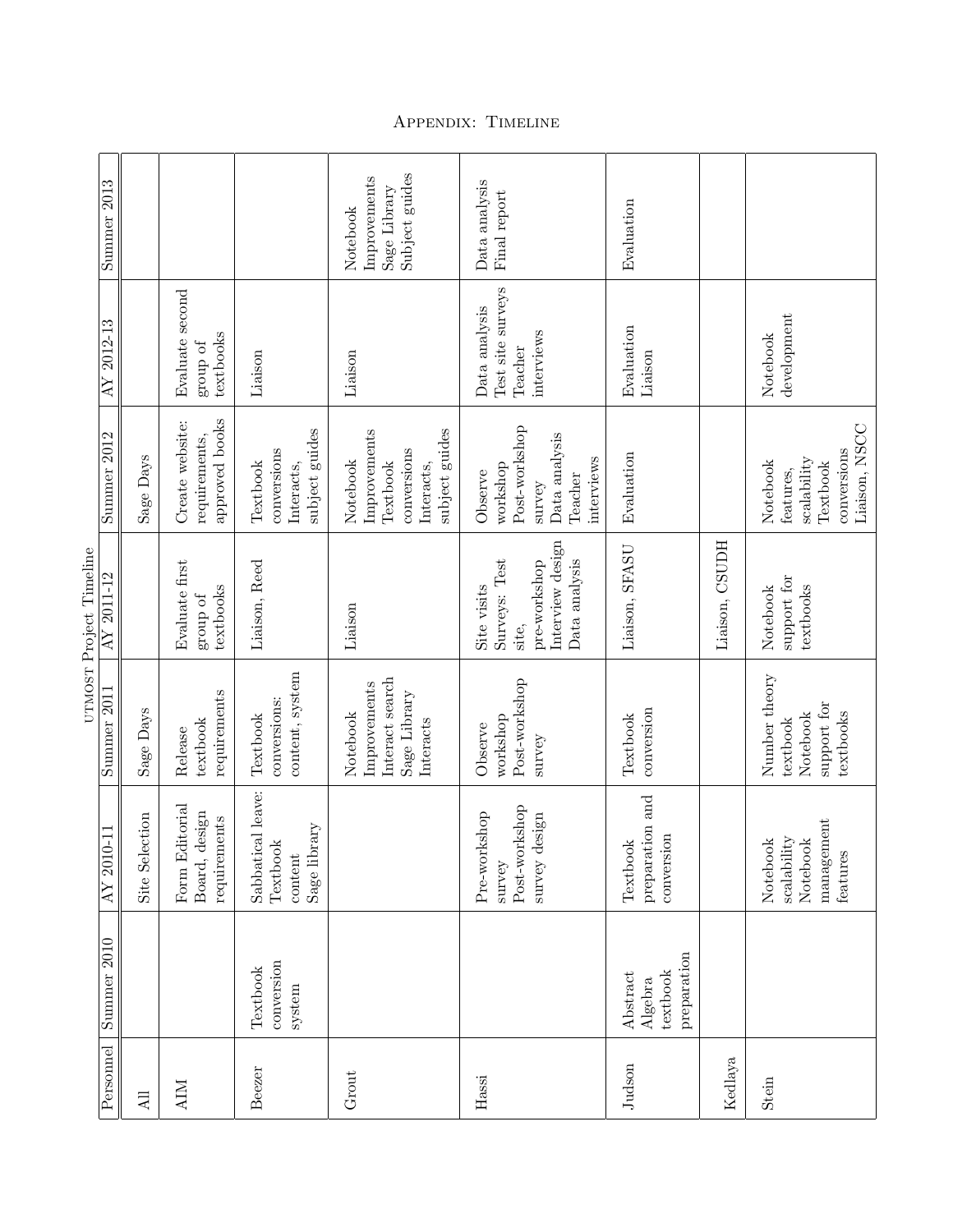# Appendix: Timeline

UTMOST Project Timeline

| Personnel | Summer 2010 | AY 2010-11 | Summer 2011 | AY 2011-12 | Summer 2012 | AY 2012-13 | Summer 2013 |
|---|---|---|---|---|---|---|---|
| All | | Site Selection | Sage Days | | Sage Days | | |
| AIM | | Form Editorial Board, design requirements | Release textbook requirements | Evaluate first group of textbooks | Create website: requirements, approved books | Evaluate second group of textbooks | |
| Beezer | Textbook conversion system | Sabbatical leave: Textbook content Sage library | Textbook conversions: content, system | Liaison, Reed | Textbook conversions Interacts, subject guides | Liaison | |
| Grout | | | Notebook Improvements Interact search Sage Library Interacts | Liaison | Notebook Improvements Textbook conversions Interacts, subject guides | Liaison | Notebook Improvements Sage Library Subject guides |
| Hassi | | Pre-workshop survey Post-workshop survey design | Observe workshop Post-workshop survey | Site visits Surveys: Test site, pre-workshop Interview design Data analysis | Observe workshop Post-workshop survey Data analysis Teacher interviews | Data analysis Test site surveys Teacher interviews | Data analysis Final report |
| Judson | Abstract Algebra textbook preparation | Textbook preparation and conversion | Textbook conversion | Liaison, SFASU | Evaluation | Evaluation Liaison | Evaluation |
| Kedlaya | | | | Liaison, CSUDH | | | |
| Stein | | Notebook scalability Notebook management features | Number theory textbook Notebook support for textbooks | Notebook support for textbooks | Notebook features, scalability Textbook conversions Liaison, NSCC | Notebook development | |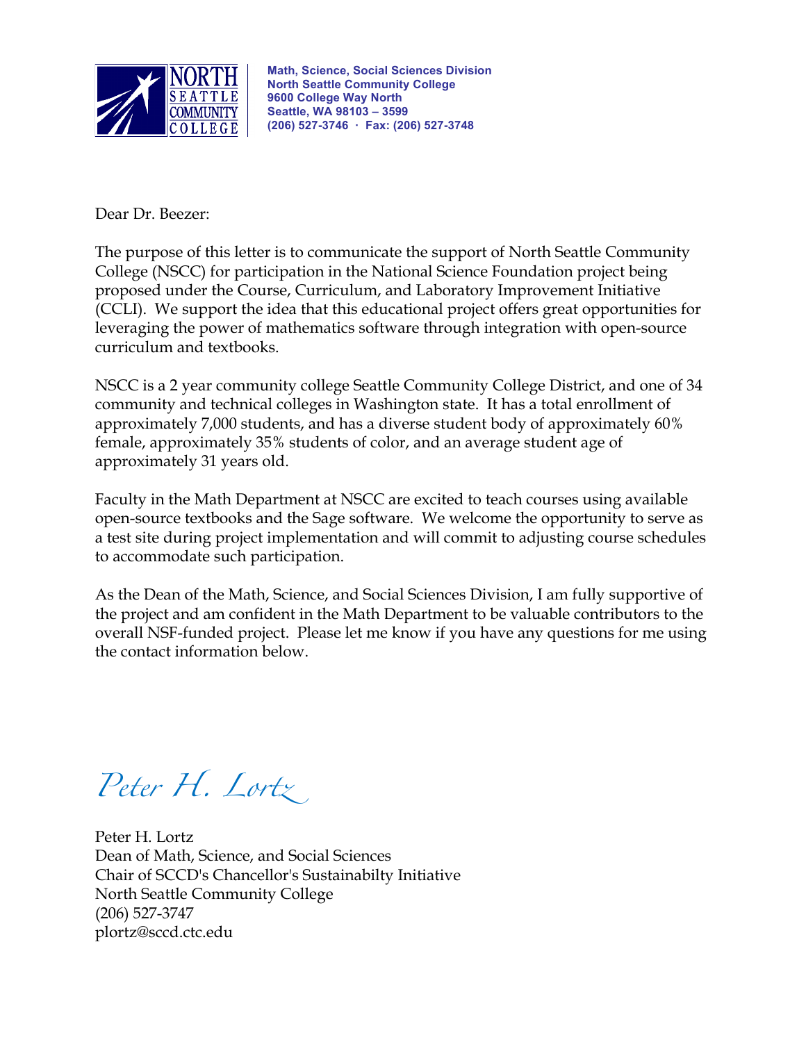NORTH SEATTLE COMMUNITY COLLEGE

**Math, Science, Social Sciences Division**
**North Seattle Community College**
**9600 College Way North**
**Seattle, WA 98103 – 3599**
**(206) 527-3746 · Fax: (206) 527-3748**

Dear Dr. Beezer:

The purpose of this letter is to communicate the support of North Seattle Community College (NSCC) for participation in the National Science Foundation project being proposed under the Course, Curriculum, and Laboratory Improvement Initiative (CCLI). We support the idea that this educational project offers great opportunities for leveraging the power of mathematics software through integration with open-source curriculum and textbooks.

NSCC is a 2 year community college Seattle Community College District, and one of 34 community and technical colleges in Washington state. It has a total enrollment of approximately 7,000 students, and has a diverse student body of approximately 60% female, approximately 35% students of color, and an average student age of approximately 31 years old.

Faculty in the Math Department at NSCC are excited to teach courses using available open-source textbooks and the Sage software. We welcome the opportunity to serve as a test site during project implementation and will commit to adjusting course schedules to accommodate such participation.

As the Dean of the Math, Science, and Social Sciences Division, I am fully supportive of the project and am confident in the Math Department to be valuable contributors to the overall NSF-funded project. Please let me know if you have any questions for me using the contact information below.

*Peter H. Lortz*

Peter H. Lortz
Dean of Math, Science, and Social Sciences
Chair of SCCD's Chancellor's Sustainabilty Initiative
North Seattle Community College
(206) 527-3747
plortz@sccd.ctc.edu